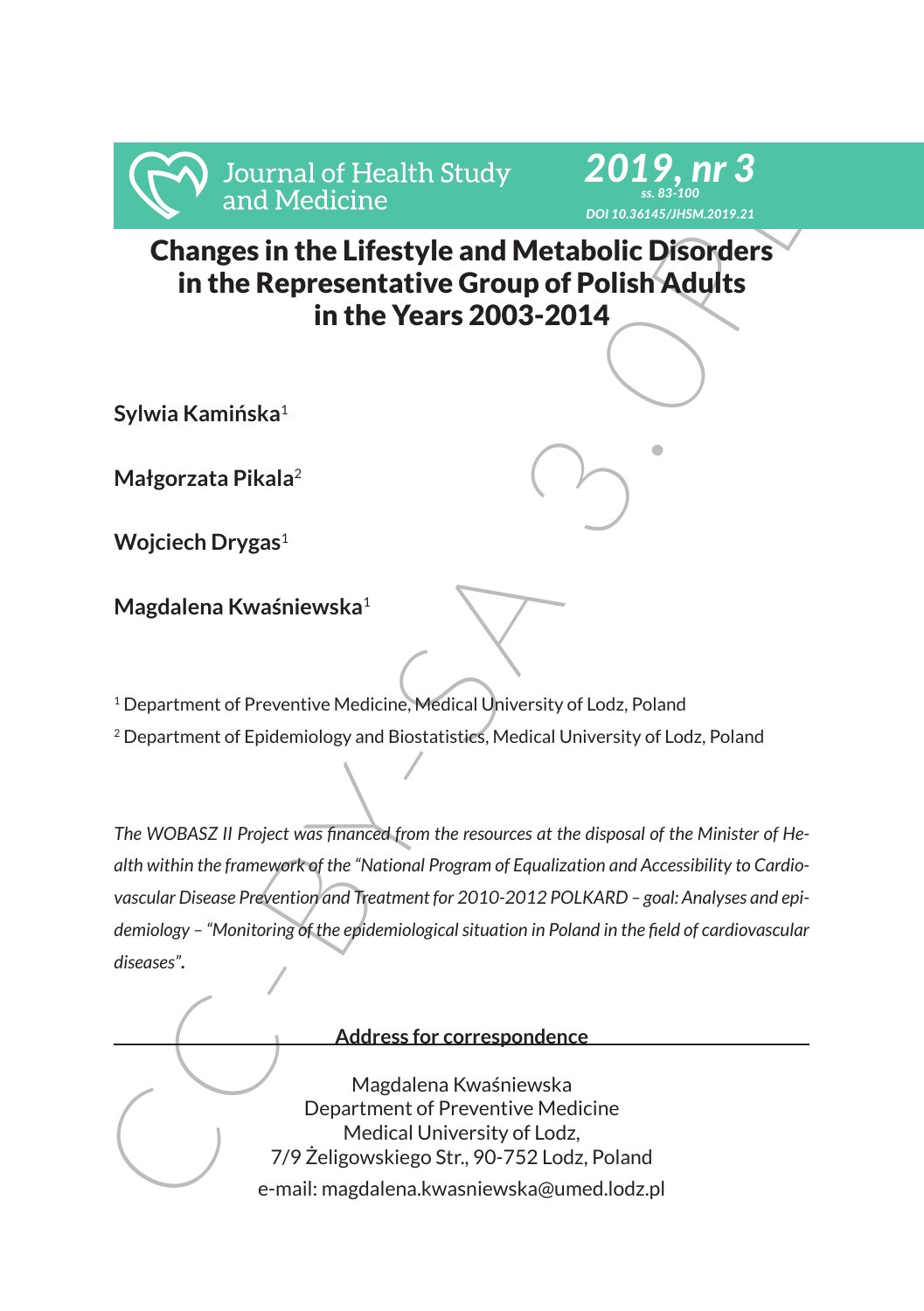# Changes in the Lifestyle and Metabolic Disorders in the Representative Group of Polish Adults in the Years 2003-2014

**Sylwia Kamińska**[1]

**Małgorzata Pikala**[2]

**Wojciech Drygas**[1]

**Magdalena Kwaśniewska**[1]

[1] Department of Preventive Medicine, Medical University of Lodz, Poland

[2] Department of Epidemiology and Biostatistics, Medical University of Lodz, Poland

*The WOBASZ II Project was financed from the resources at the disposal of the Minister of Health within the framework of the "National Program of Equalization and Accessibility to Cardiovascular Disease Prevention and Treatment for 2010-2012 POLKARD – goal: Analyses and epidemiology – "Monitoring of the epidemiological situation in Poland in the field of cardiovascular diseases".*

**Address for correspondence**

Magdalena Kwaśniewska
Department of Preventive Medicine
Medical University of Lodz,
7/9 Żeligowskiego Str., 90-752 Lodz, Poland
e-mail: magdalena.kwasniewska@umed.lodz.pl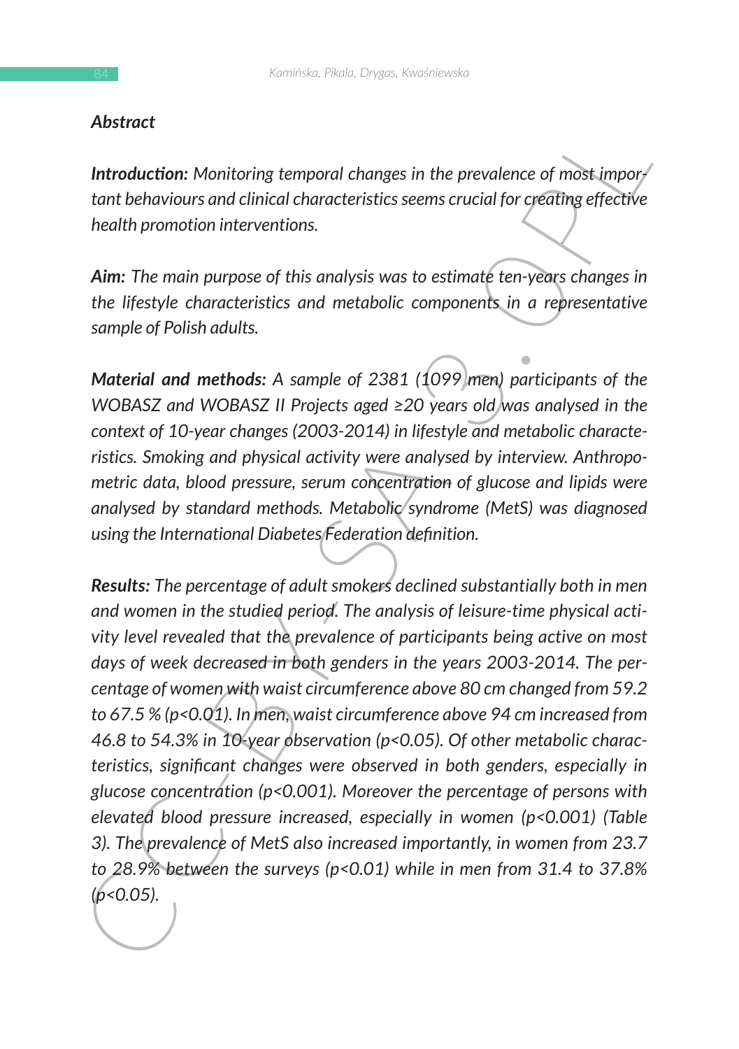## *Abstract*

***Introduction:*** *Monitoring temporal changes in the prevalence of most important behaviours and clinical characteristics seems crucial for creating effective health promotion interventions.*

***Aim:*** *The main purpose of this analysis was to estimate ten-years changes in the lifestyle characteristics and metabolic components in a representative sample of Polish adults.*

***Material and methods:*** *A sample of 2381 (1099 men) participants of the WOBASZ and WOBASZ II Projects aged ≥20 years old was analysed in the context of 10-year changes (2003-2014) in lifestyle and metabolic characteristics. Smoking and physical activity were analysed by interview. Anthropometric data, blood pressure, serum concentration of glucose and lipids were analysed by standard methods. Metabolic syndrome (MetS) was diagnosed using the International Diabetes Federation definition.*

***Results:*** *The percentage of adult smokers declined substantially both in men and women in the studied period. The analysis of leisure-time physical activity level revealed that the prevalence of participants being active on most days of week decreased in both genders in the years 2003-2014. The percentage of women with waist circumference above 80 cm changed from 59.2 to 67.5 % ($p<0.01$). In men, waist circumference above 94 cm increased from 46.8 to 54.3% in 10-year observation ($p<0.05$). Of other metabolic characteristics, significant changes were observed in both genders, especially in glucose concentration ($p<0.001$). Moreover the percentage of persons with elevated blood pressure increased, especially in women ($p<0.001$) (Table 3). The prevalence of MetS also increased importantly, in women from 23.7 to 28.9% between the surveys ($p<0.01$) while in men from 31.4 to 37.8% ($p<0.05$).*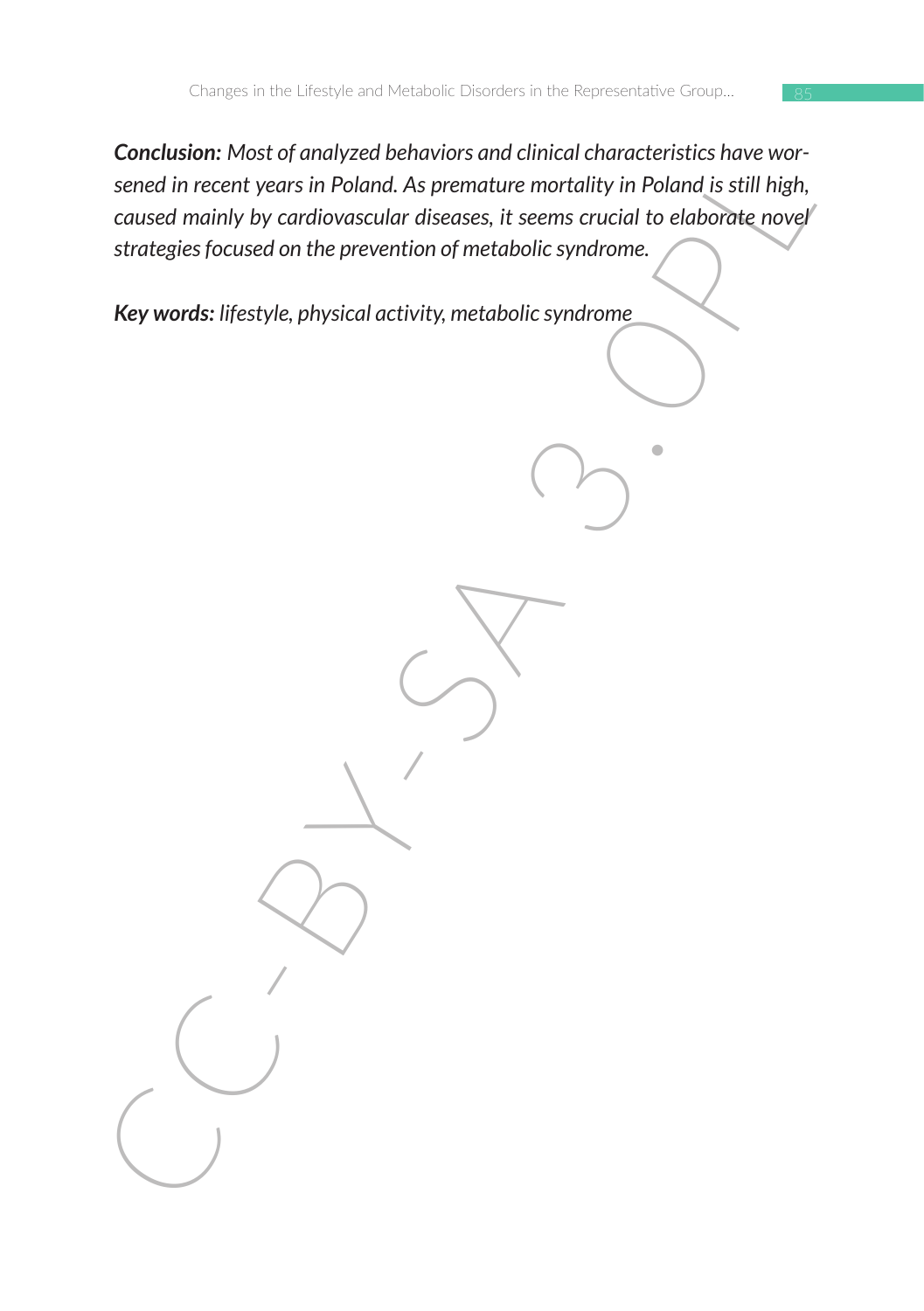***Conclusion:*** *Most of analyzed behaviors and clinical characteristics have worsened in recent years in Poland. As premature mortality in Poland is still high, caused mainly by cardiovascular diseases, it seems crucial to elaborate novel strategies focused on the prevention of metabolic syndrome.*

***Key words:*** *lifestyle, physical activity, metabolic syndrome*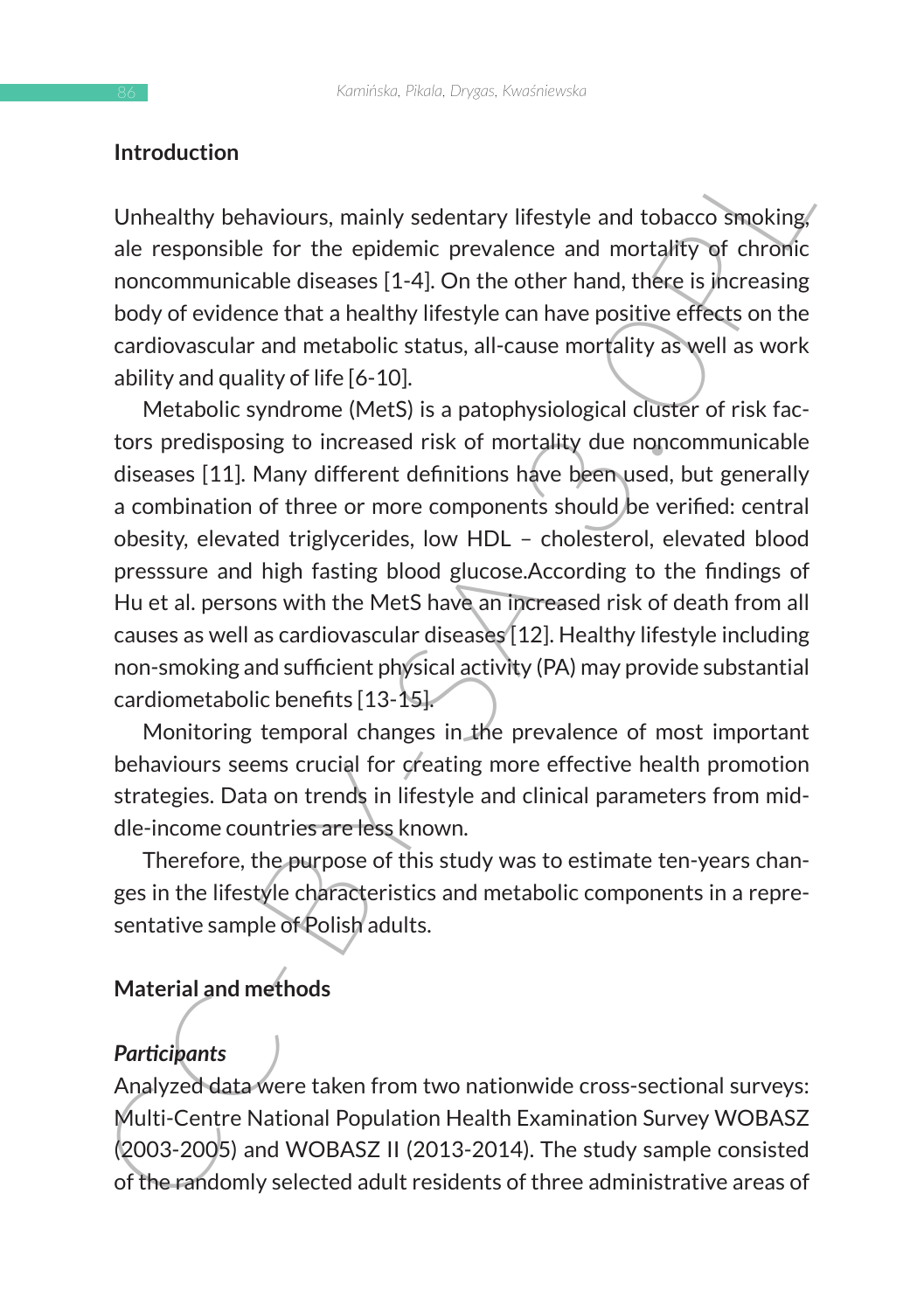## Introduction

Unhealthy behaviours, mainly sedentary lifestyle and tobacco smoking, ale responsible for the epidemic prevalence and mortality of chronic noncommunicable diseases [1-4]. On the other hand, there is increasing body of evidence that a healthy lifestyle can have positive effects on the cardiovascular and metabolic status, all-cause mortality as well as work ability and quality of life [6-10].

Metabolic syndrome (MetS) is a patophysiological cluster of risk factors predisposing to increased risk of mortality due noncommunicable diseases [11]. Many different definitions have been used, but generally a combination of three or more components should be verified: central obesity, elevated triglycerides, low HDL – cholesterol, elevated blood presssure and high fasting blood glucose.According to the findings of Hu et al. persons with the MetS have an increased risk of death from all causes as well as cardiovascular diseases [12]. Healthy lifestyle including non-smoking and sufficient physical activity (PA) may provide substantial cardiometabolic benefits [13-15].

Monitoring temporal changes in the prevalence of most important behaviours seems crucial for creating more effective health promotion strategies. Data on trends in lifestyle and clinical parameters from middle-income countries are less known.

Therefore, the purpose of this study was to estimate ten-years changes in the lifestyle characteristics and metabolic components in a representative sample of Polish adults.

## Material and methods

### *Participants*

Analyzed data were taken from two nationwide cross-sectional surveys: Multi-Centre National Population Health Examination Survey WOBASZ (2003-2005) and WOBASZ II (2013-2014). The study sample consisted of the randomly selected adult residents of three administrative areas of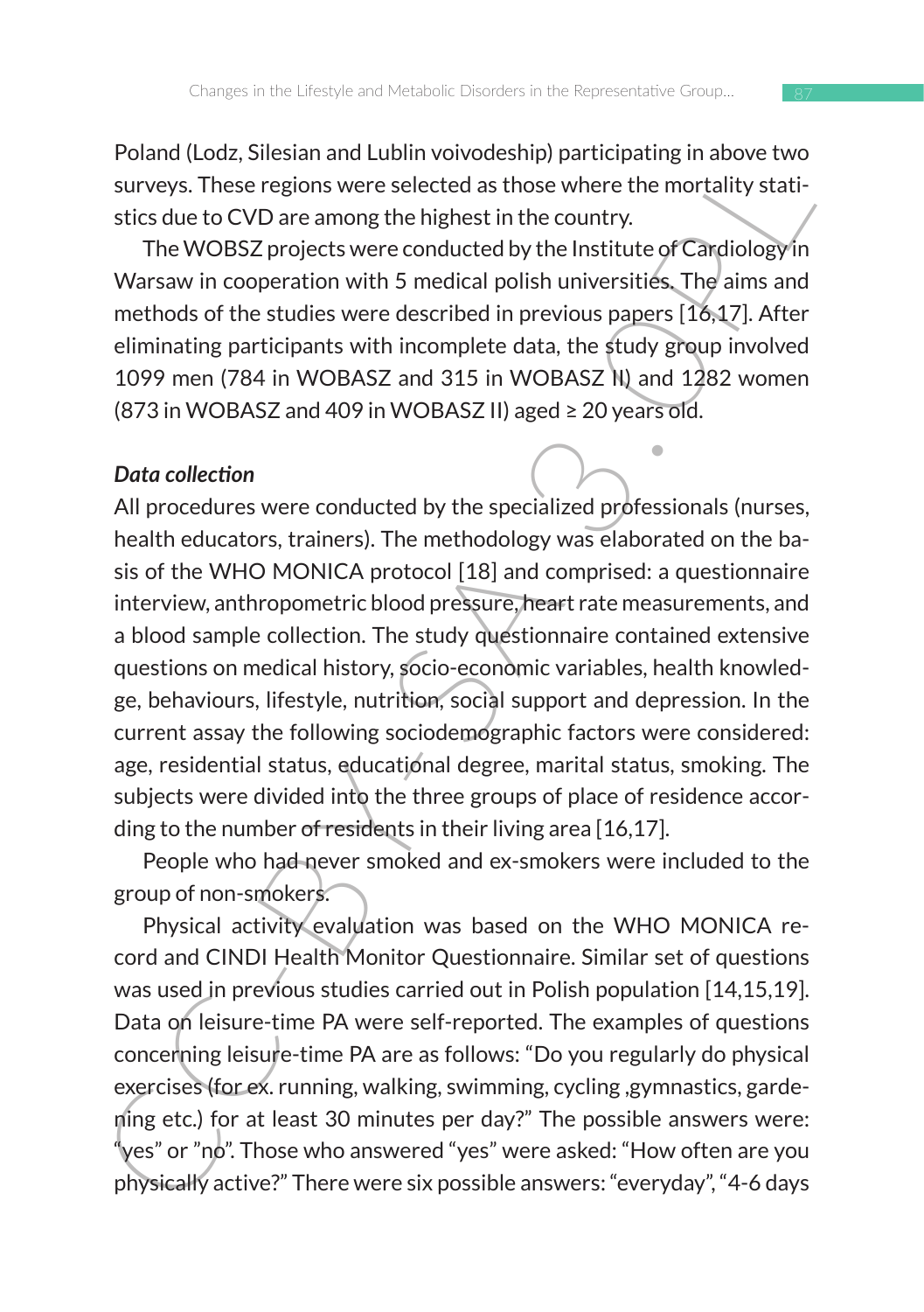Poland (Lodz, Silesian and Lublin voivodeship) participating in above two surveys. These regions were selected as those where the mortality statistics due to CVD are among the highest in the country.

The WOBSZ projects were conducted by the Institute of Cardiology in Warsaw in cooperation with 5 medical polish universities. The aims and methods of the studies were described in previous papers [16,17]. After eliminating participants with incomplete data, the study group involved 1099 men (784 in WOBASZ and 315 in WOBASZ II) and 1282 women (873 in WOBASZ and 409 in WOBASZ II) aged ≥ 20 years old.

***Data collection***

All procedures were conducted by the specialized professionals (nurses, health educators, trainers). The methodology was elaborated on the basis of the WHO MONICA protocol [18] and comprised: a questionnaire interview, anthropometric blood pressure, heart rate measurements, and a blood sample collection. The study questionnaire contained extensive questions on medical history, socio-economic variables, health knowledge, behaviours, lifestyle, nutrition, social support and depression. In the current assay the following sociodemographic factors were considered: age, residential status, educational degree, marital status, smoking. The subjects were divided into the three groups of place of residence according to the number of residents in their living area [16,17].

People who had never smoked and ex-smokers were included to the group of non-smokers.

Physical activity evaluation was based on the WHO MONICA record and CINDI Health Monitor Questionnaire. Similar set of questions was used in previous studies carried out in Polish population [14,15,19]. Data on leisure-time PA were self-reported. The examples of questions concerning leisure-time PA are as follows: "Do you regularly do physical exercises (for ex. running, walking, swimming, cycling ,gymnastics, gardening etc.) for at least 30 minutes per day?" The possible answers were: "yes" or "no". Those who answered "yes" were asked: "How often are you physically active?" There were six possible answers: "everyday", "4-6 days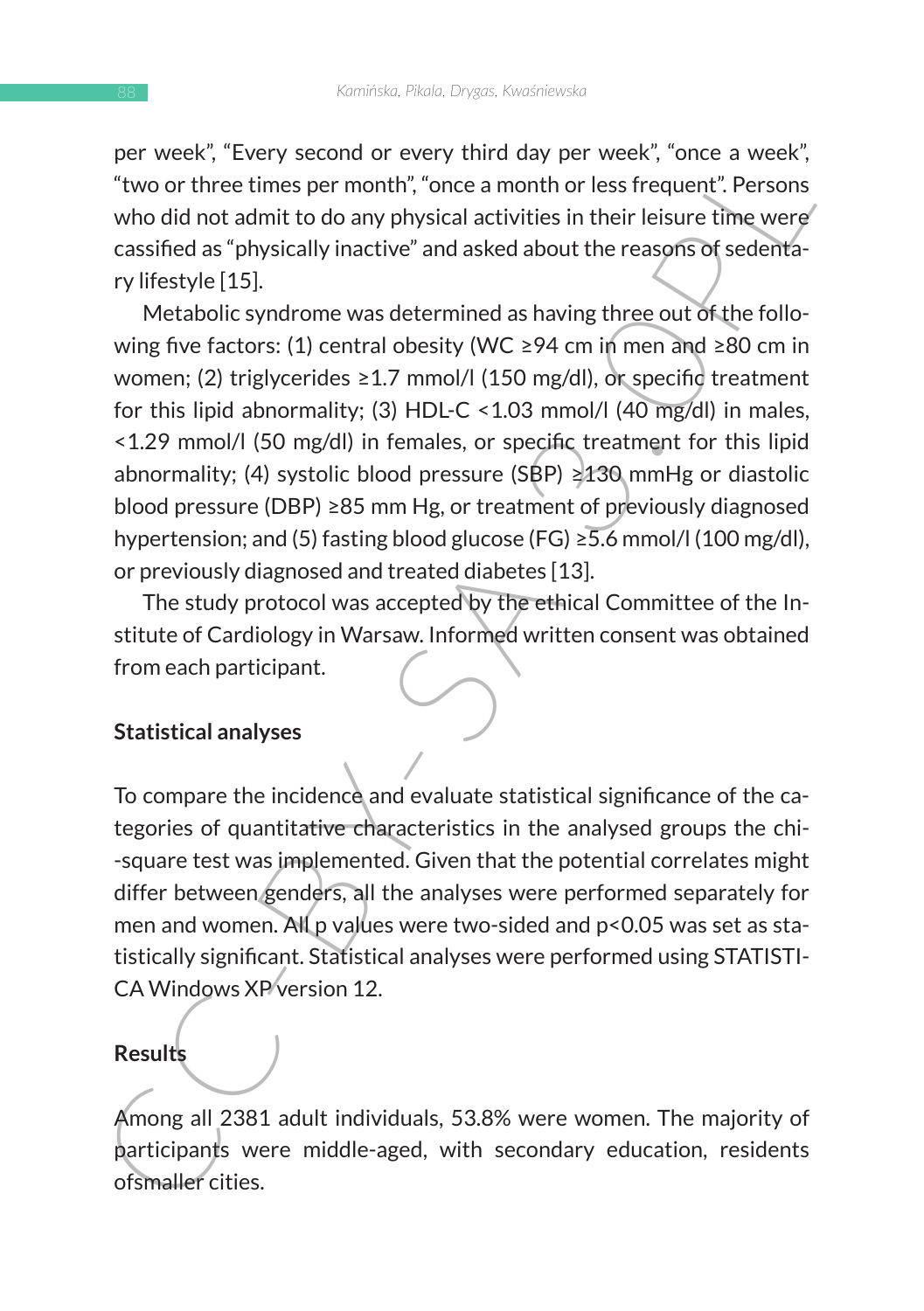per week", "Every second or every third day per week", "once a week", "two or three times per month", "once a month or less frequent". Persons who did not admit to do any physical activities in their leisure time were cassified as "physically inactive" and asked about the reasons of sedentary lifestyle [15].

Metabolic syndrome was determined as having three out of the following five factors: (1) central obesity (WC ≥94 cm in men and ≥80 cm in women; (2) triglycerides ≥1.7 mmol/l (150 mg/dl), or specific treatment for this lipid abnormality; (3) HDL-C <1.03 mmol/l (40 mg/dl) in males, <1.29 mmol/l (50 mg/dl) in females, or specific treatment for this lipid abnormality; (4) systolic blood pressure (SBP) ≥130 mmHg or diastolic blood pressure (DBP) ≥85 mm Hg, or treatment of previously diagnosed hypertension; and (5) fasting blood glucose (FG) ≥5.6 mmol/l (100 mg/dl), or previously diagnosed and treated diabetes [13].

The study protocol was accepted by the ethical Committee of the Institute of Cardiology in Warsaw. Informed written consent was obtained from each participant.

## Statistical analyses

To compare the incidence and evaluate statistical significance of the categories of quantitative characteristics in the analysed groups the chi-square test was implemented. Given that the potential correlates might differ between genders, all the analyses were performed separately for men and women. All p values were two-sided and $p<0.05$ was set as statistically significant. Statistical analyses were performed using STATISTICA Windows XP version 12.

## Results

Among all 2381 adult individuals, 53.8% were women. The majority of participants were middle-aged, with secondary education, residents ofsmaller cities.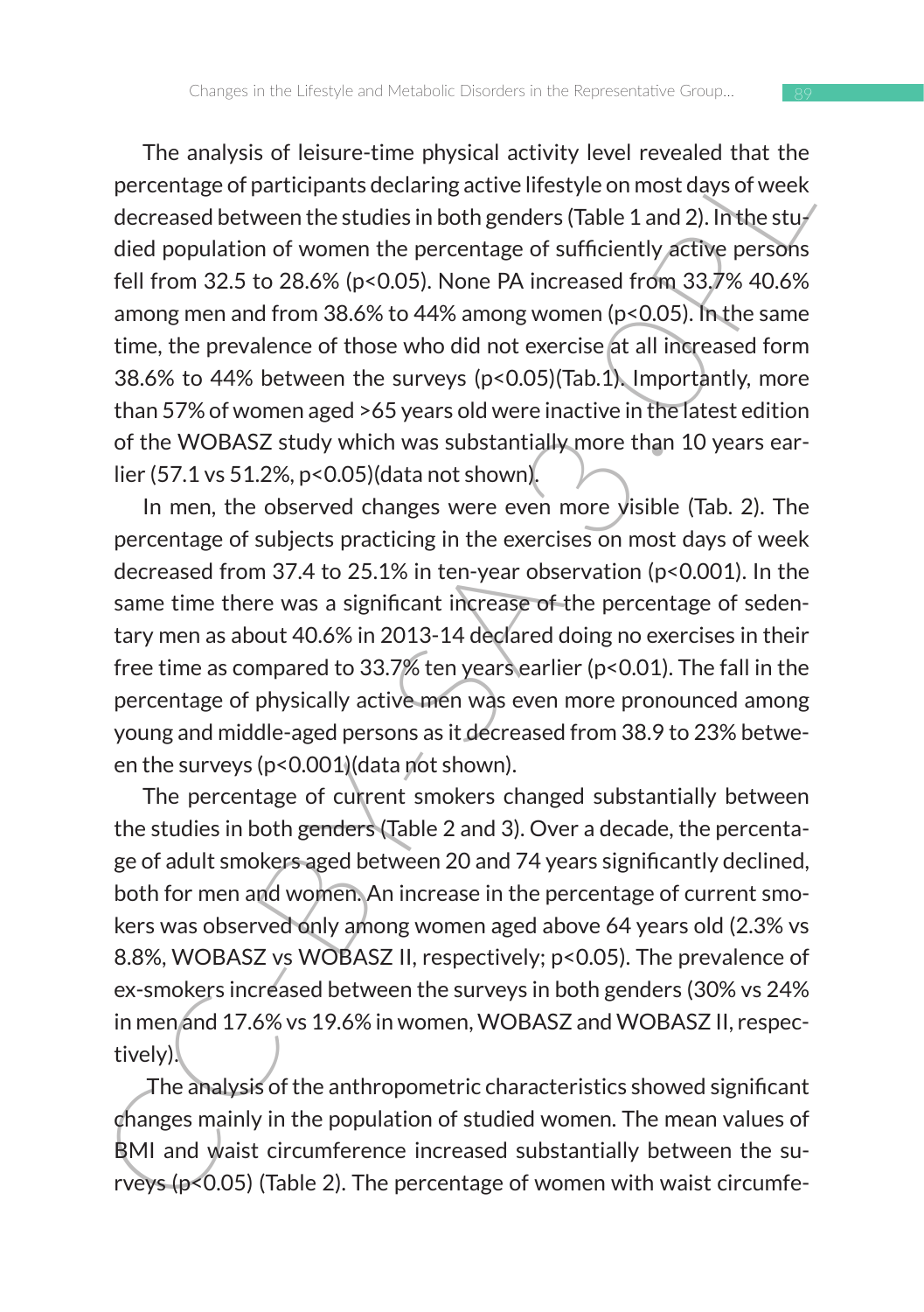The analysis of leisure-time physical activity level revealed that the percentage of participants declaring active lifestyle on most days of week decreased between the studies in both genders (Table 1 and 2). In the studied population of women the percentage of sufficiently active persons fell from 32.5 to 28.6% ($p<0.05$). None PA increased from 33.7% 40.6% among men and from 38.6% to 44% among women ($p<0.05$). In the same time, the prevalence of those who did not exercise at all increased form 38.6% to 44% between the surveys ($p<0.05$)(Tab.1). Importantly, more than 57% of women aged >65 years old were inactive in the latest edition of the WOBASZ study which was substantially more than 10 years earlier (57.1 vs 51.2%, $p<0.05$)(data not shown).

In men, the observed changes were even more visible (Tab. 2). The percentage of subjects practicing in the exercises on most days of week decreased from 37.4 to 25.1% in ten-year observation ($p<0.001$). In the same time there was a significant increase of the percentage of sedentary men as about 40.6% in 2013-14 declared doing no exercises in their free time as compared to 33.7% ten years earlier ($p<0.01$). The fall in the percentage of physically active men was even more pronounced among young and middle-aged persons as it decreased from 38.9 to 23% between the surveys ($p<0.001$)(data not shown).

The percentage of current smokers changed substantially between the studies in both genders (Table 2 and 3). Over a decade, the percentage of adult smokers aged between 20 and 74 years significantly declined, both for men and women. An increase in the percentage of current smokers was observed only among women aged above 64 years old (2.3% vs 8.8%, WOBASZ vs WOBASZ II, respectively; $p<0.05$). The prevalence of ex-smokers increased between the surveys in both genders (30% vs 24% in men and 17.6% vs 19.6% in women, WOBASZ and WOBASZ II, respectively).

The analysis of the anthropometric characteristics showed significant changes mainly in the population of studied women. The mean values of BMI and waist circumference increased substantially between the surveys ($p<0.05$) (Table 2). The percentage of women with waist circumfe-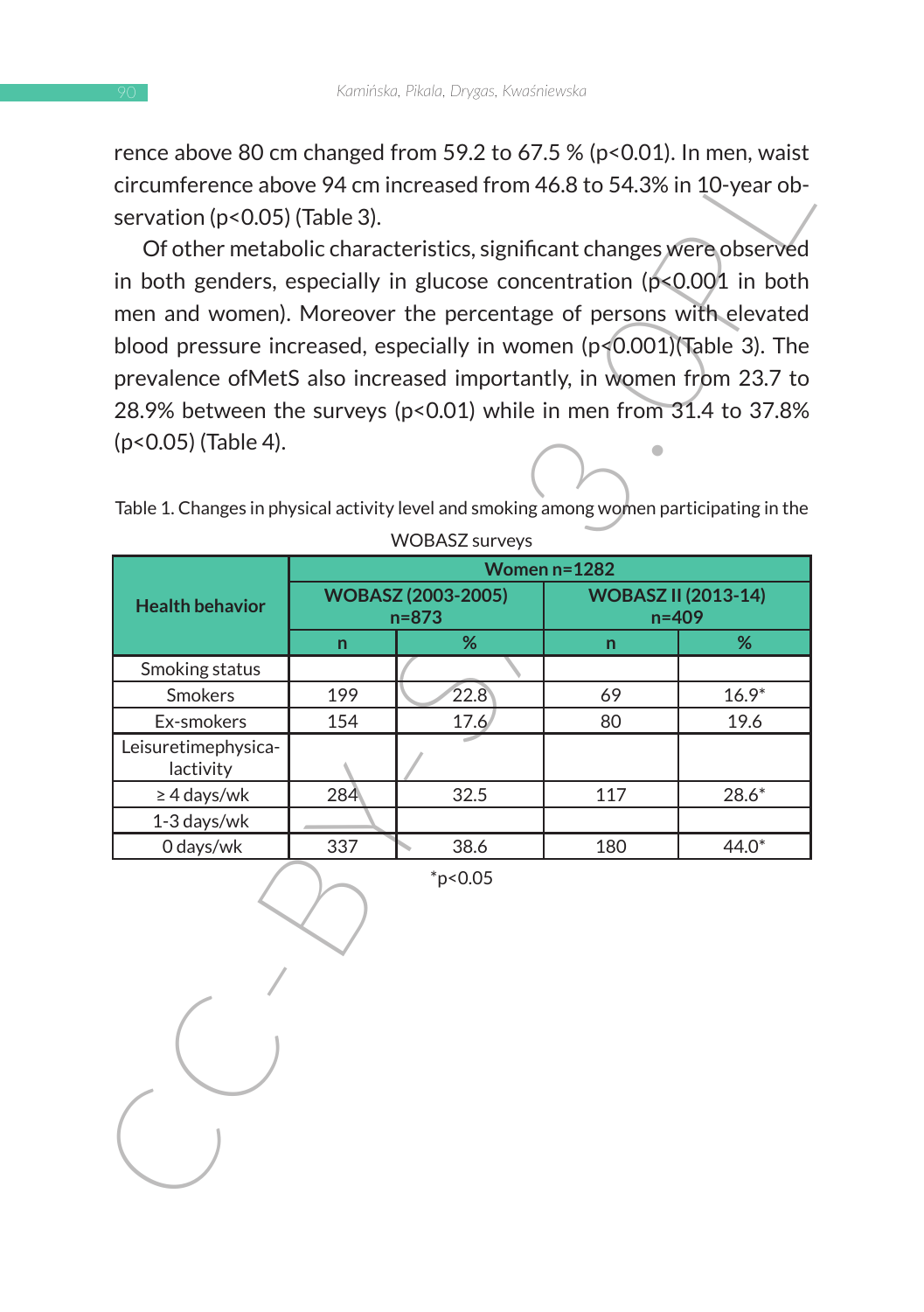rence above 80 cm changed from 59.2 to 67.5 % ($p<0.01$). In men, waist circumference above 94 cm increased from 46.8 to 54.3% in 10-year observation ($p<0.05$) (Table 3).

Of other metabolic characteristics, significant changes were observed in both genders, especially in glucose concentration ($p<0.001$ in both men and women). Moreover the percentage of persons with elevated blood pressure increased, especially in women ($p<0.001$)(Table 3). The prevalence ofMetS also increased importantly, in women from 23.7 to 28.9% between the surveys ($p<0.01$) while in men from 31.4 to 37.8% ($p<0.05$) (Table 4).

Table 1. Changes in physical activity level and smoking among women participating in the WOBASZ surveys

| Health behavior | Women n=1282 | | | |
|---|---|---|---|---|
| | WOBASZ (2003-2005) n=873 | | WOBASZ II (2013-14) n=409 | |
| | n | % | n | % |
| Smoking status | | | | |
| Smokers | 199 | 22.8 | 69 | 16.9* |
| Ex-smokers | 154 | 17.6 | 80 | 19.6 |
| Leisuretimephysica-lactivity | | | | |
| ≥ 4 days/wk | 284 | 32.5 | 117 | 28.6* |
| 1-3 days/wk | | | | |
| 0 days/wk | 337 | 38.6 | 180 | 44.0* |

*$p<0.05$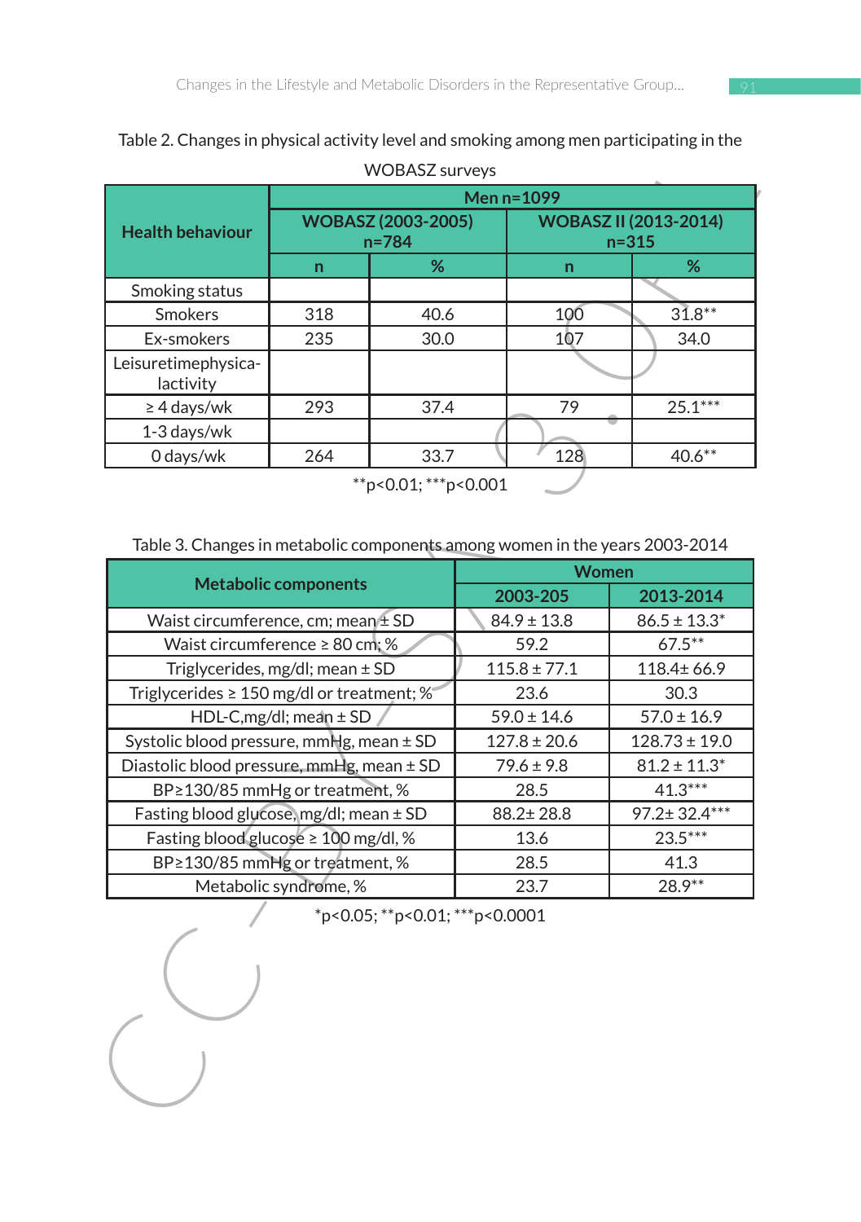Table 2. Changes in physical activity level and smoking among men participating in the WOBASZ surveys

| Health behaviour | Men n=1099 | | | |
|---|---|---|---|---|
| | WOBASZ (2003-2005) n=784 | | WOBASZ II (2013-2014) n=315 | |
| | n | % | n | % |
| Smoking status | | | | |
| Smokers | 318 | 40.6 | 100 | 31.8** |
| Ex-smokers | 235 | 30.0 | 107 | 34.0 |
| Leisuretimephysica-lactivity | | | | |
| ≥ 4 days/wk | 293 | 37.4 | 79 | 25.1*** |
| 1-3 days/wk | | | | |
| 0 days/wk | 264 | 33.7 | 128 | 40.6** |

**$p<0.01$; ***$p<0.001$

Table 3. Changes in metabolic components among women in the years 2003-2014

| Metabolic components | Women | |
|---|---|---|
| | 2003-205 | 2013-2014 |
| Waist circumference, cm; mean ± SD | 84.9 ± 13.8 | 86.5 ± 13.3* |
| Waist circumference ≥ 80 cm; % | 59.2 | 67.5** |
| Triglycerides, mg/dl; mean ± SD | 115.8 ± 77.1 | 118.4± 66.9 |
| Triglycerides ≥ 150 mg/dl or treatment; % | 23.6 | 30.3 |
| HDL-C,mg/dl; mean ± SD | 59.0 ± 14.6 | 57.0 ± 16.9 |
| Systolic blood pressure, mmHg, mean ± SD | 127.8 ± 20.6 | 128.73 ± 19.0 |
| Diastolic blood pressure, mmHg, mean ± SD | 79.6 ± 9.8 | 81.2 ± 11.3* |
| BP≥130/85 mmHg or treatment, % | 28.5 | 41.3*** |
| Fasting blood glucose, mg/dl; mean ± SD | 88.2± 28.8 | 97.2± 32.4*** |
| Fasting blood glucose ≥ 100 mg/dl, % | 13.6 | 23.5*** |
| BP≥130/85 mmHg or treatment, % | 28.5 | 41.3 |
| Metabolic syndrome, % | 23.7 | 28.9** |

*$p<0.05$; **$p<0.01$; ***$p<0.0001$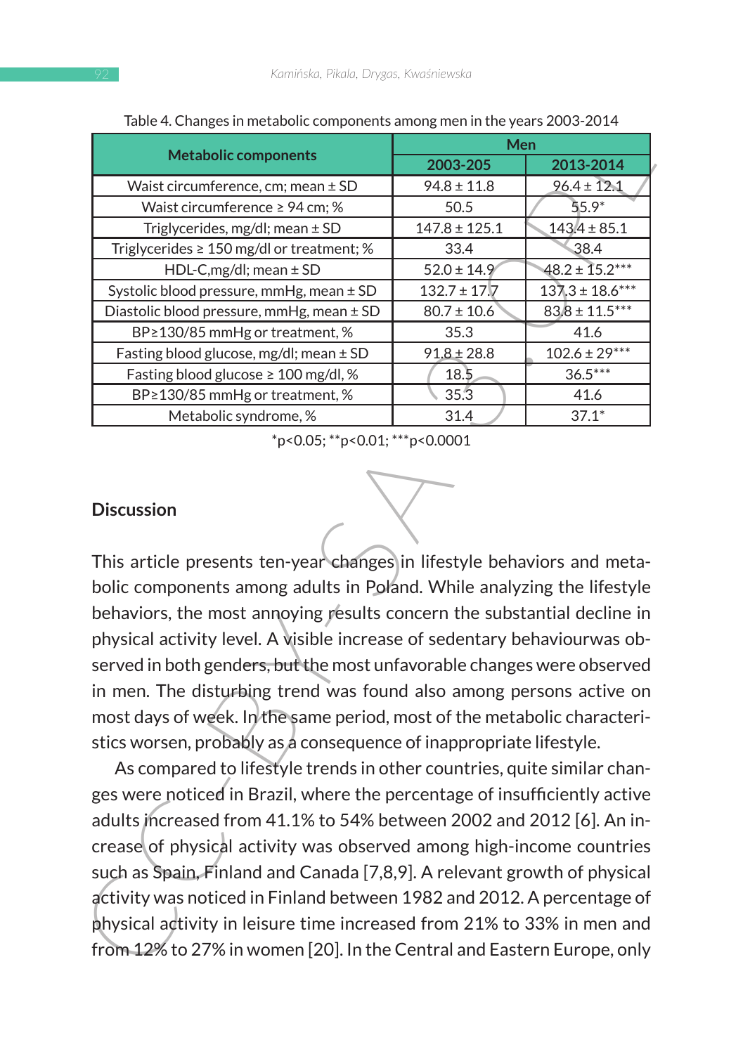Table 4. Changes in metabolic components among men in the years 2003-2014

| Metabolic components | Men | |
|---|---|---|
| | 2003-205 | 2013-2014 |
| Waist circumference, cm; mean ± SD | 94.8 ± 11.8 | 96.4 ± 12.1 |
| Waist circumference ≥ 94 cm; % | 50.5 | 55.9* |
| Triglycerides, mg/dl; mean ± SD | 147.8 ± 125.1 | 143.4 ± 85.1 |
| Triglycerides ≥ 150 mg/dl or treatment; % | 33.4 | 38.4 |
| HDL-C,mg/dl; mean ± SD | 52.0 ± 14.9 | 48.2 ± 15.2*** |
| Systolic blood pressure, mmHg, mean ± SD | 132.7 ± 17.7 | 137.3 ± 18.6*** |
| Diastolic blood pressure, mmHg, mean ± SD | 80.7 ± 10.6 | 83.8 ± 11.5*** |
| BP≥130/85 mmHg or treatment, % | 35.3 | 41.6 |
| Fasting blood glucose, mg/dl; mean ± SD | 91.8 ± 28.8 | 102.6 ± 29*** |
| Fasting blood glucose ≥ 100 mg/dl, % | 18.5 | 36.5*** |
| BP≥130/85 mmHg or treatment, % | 35.3 | 41.6 |
| Metabolic syndrome, % | 31.4 | 37.1* |

*p<0.05; **p<0.01; ***p<0.0001

## Discussion

This article presents ten-year changes in lifestyle behaviors and metabolic components among adults in Poland. While analyzing the lifestyle behaviors, the most annoying results concern the substantial decline in physical activity level. A visible increase of sedentary behaviourwas observed in both genders, but the most unfavorable changes were observed in men. The disturbing trend was found also among persons active on most days of week. In the same period, most of the metabolic characteristics worsen, probably as a consequence of inappropriate lifestyle.

As compared to lifestyle trends in other countries, quite similar changes were noticed in Brazil, where the percentage of insufficiently active adults increased from 41.1% to 54% between 2002 and 2012 [6]. An increase of physical activity was observed among high-income countries such as Spain, Finland and Canada [7,8,9]. A relevant growth of physical activity was noticed in Finland between 1982 and 2012. A percentage of physical activity in leisure time increased from 21% to 33% in men and from 12% to 27% in women [20]. In the Central and Eastern Europe, only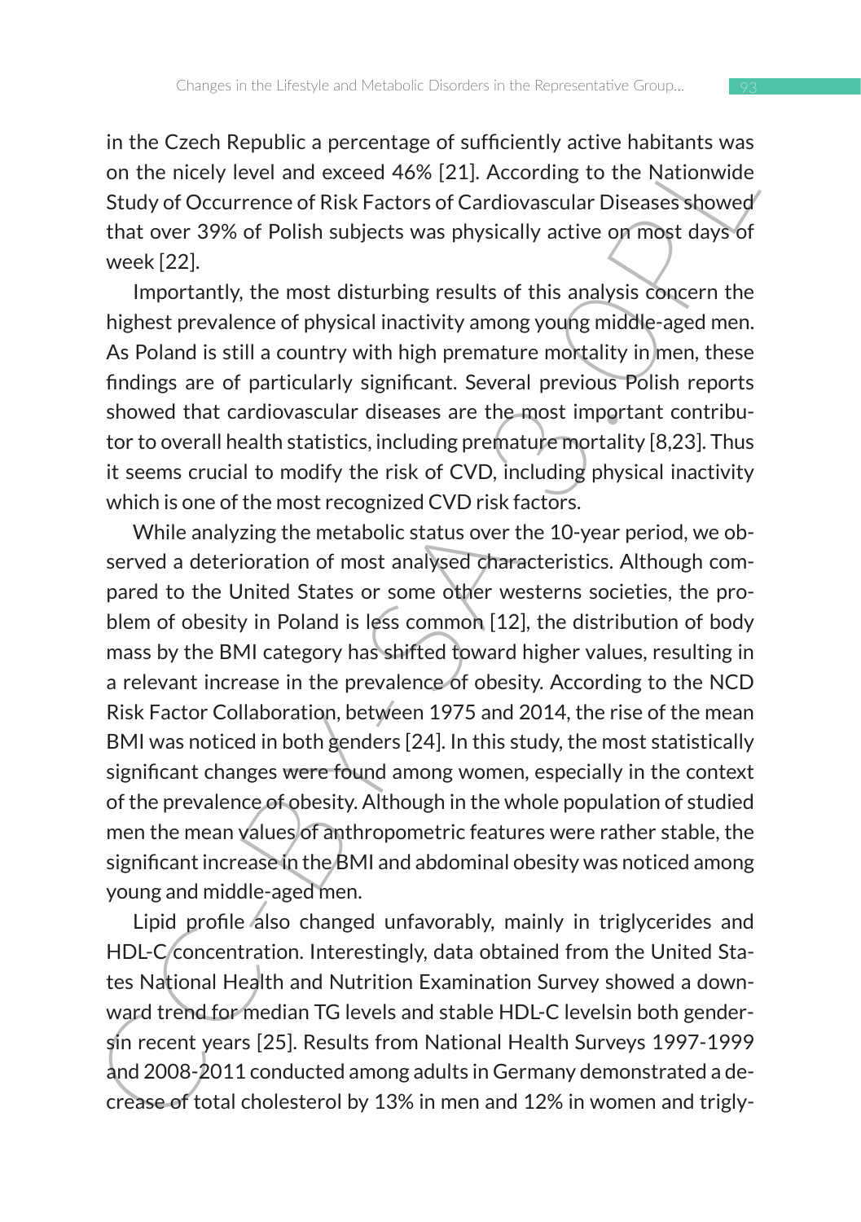in the Czech Republic a percentage of sufficiently active habitants was on the nicely level and exceed 46% [21]. According to the Nationwide Study of Occurrence of Risk Factors of Cardiovascular Diseases showed that over 39% of Polish subjects was physically active on most days of week [22].

Importantly, the most disturbing results of this analysis concern the highest prevalence of physical inactivity among young middle-aged men. As Poland is still a country with high premature mortality in men, these findings are of particularly significant. Several previous Polish reports showed that cardiovascular diseases are the most important contributor to overall health statistics, including premature mortality [8,23]. Thus it seems crucial to modify the risk of CVD, including physical inactivity which is one of the most recognized CVD risk factors.

While analyzing the metabolic status over the 10-year period, we observed a deterioration of most analysed characteristics. Although compared to the United States or some other westerns societies, the problem of obesity in Poland is less common [12], the distribution of body mass by the BMI category has shifted toward higher values, resulting in a relevant increase in the prevalence of obesity. According to the NCD Risk Factor Collaboration, between 1975 and 2014, the rise of the mean BMI was noticed in both genders [24]. In this study, the most statistically significant changes were found among women, especially in the context of the prevalence of obesity. Although in the whole population of studied men the mean values of anthropometric features were rather stable, the significant increase in the BMI and abdominal obesity was noticed among young and middle-aged men.

Lipid profile also changed unfavorably, mainly in triglycerides and HDL-C concentration. Interestingly, data obtained from the United States National Health and Nutrition Examination Survey showed a downward trend for median TG levels and stable HDL-C levelsin both gendersin recent years [25]. Results from National Health Surveys 1997-1999 and 2008-2011 conducted among adults in Germany demonstrated a decrease of total cholesterol by 13% in men and 12% in women and trigly-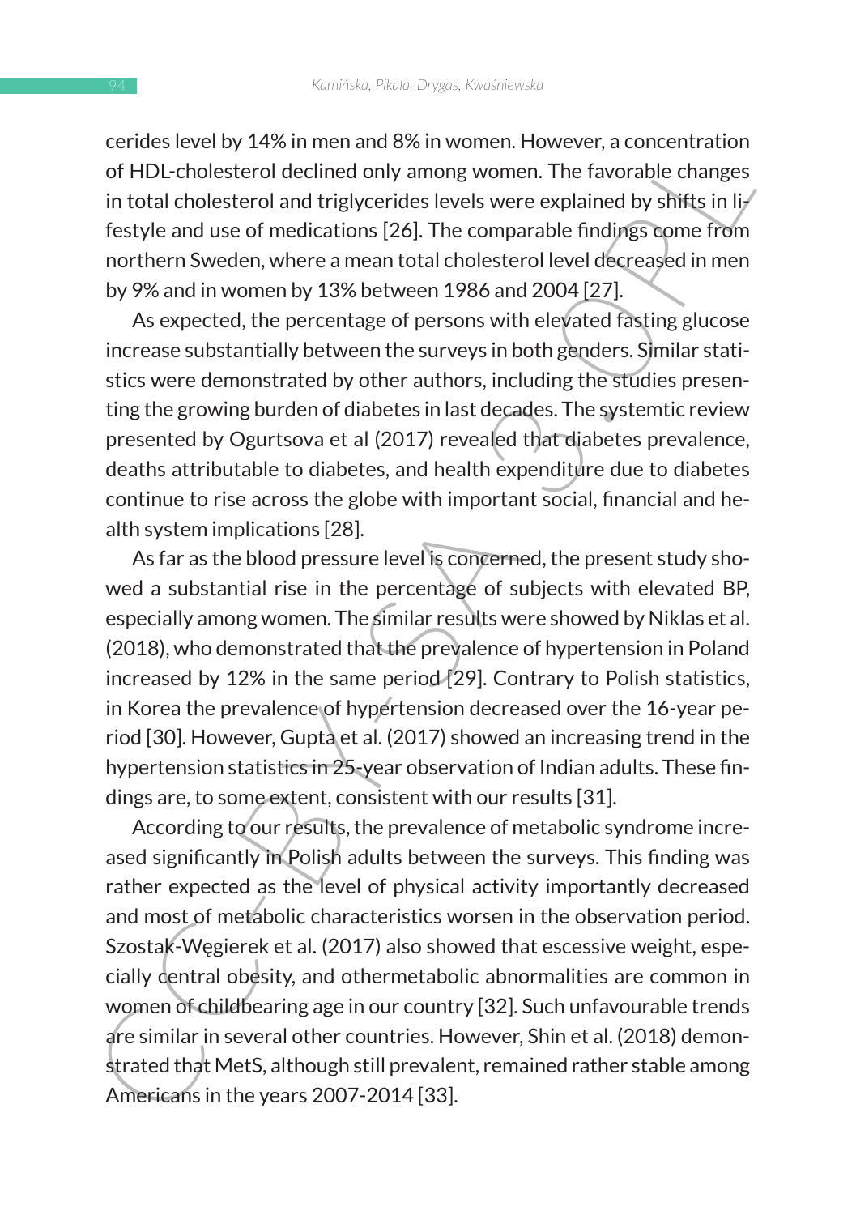cerides level by 14% in men and 8% in women. However, a concentration of HDL-cholesterol declined only among women. The favorable changes in total cholesterol and triglycerides levels were explained by shifts in lifestyle and use of medications [26]. The comparable findings come from northern Sweden, where a mean total cholesterol level decreased in men by 9% and in women by 13% between 1986 and 2004 [27].

As expected, the percentage of persons with elevated fasting glucose increase substantially between the surveys in both genders. Similar statistics were demonstrated by other authors, including the studies presenting the growing burden of diabetes in last decades. The systemtic review presented by Ogurtsova et al (2017) revealed that diabetes prevalence, deaths attributable to diabetes, and health expenditure due to diabetes continue to rise across the globe with important social, financial and health system implications [28].

As far as the blood pressure level is concerned, the present study showed a substantial rise in the percentage of subjects with elevated BP, especially among women. The similar results were showed by Niklas et al. (2018), who demonstrated that the prevalence of hypertension in Poland increased by 12% in the same period [29]. Contrary to Polish statistics, in Korea the prevalence of hypertension decreased over the 16-year period [30]. However, Gupta et al. (2017) showed an increasing trend in the hypertension statistics in 25-year observation of Indian adults. These findings are, to some extent, consistent with our results [31].

According to our results, the prevalence of metabolic syndrome increased significantly in Polish adults between the surveys. This finding was rather expected as the level of physical activity importantly decreased and most of metabolic characteristics worsen in the observation period. Szostak-Węgierek et al. (2017) also showed that escessive weight, especially central obesity, and othermetabolic abnormalities are common in women of childbearing age in our country [32]. Such unfavourable trends are similar in several other countries. However, Shin et al. (2018) demonstrated that MetS, although still prevalent, remained rather stable among Americans in the years 2007-2014 [33].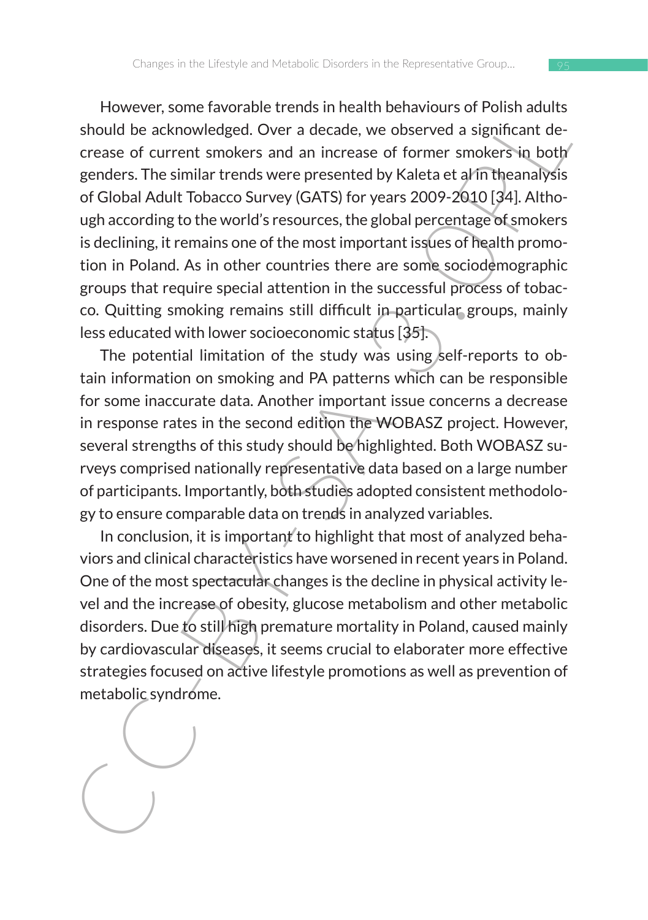However, some favorable trends in health behaviours of Polish adults should be acknowledged. Over a decade, we observed a significant decrease of current smokers and an increase of former smokers in both genders. The similar trends were presented by Kaleta et al in theanalysis of Global Adult Tobacco Survey (GATS) for years 2009-2010 [34]. Although according to the world's resources, the global percentage of smokers is declining, it remains one of the most important issues of health promotion in Poland. As in other countries there are some sociodemographic groups that require special attention in the successful process of tobacco. Quitting smoking remains still difficult in particular groups, mainly less educated with lower socioeconomic status [35].

The potential limitation of the study was using self-reports to obtain information on smoking and PA patterns which can be responsible for some inaccurate data. Another important issue concerns a decrease in response rates in the second edition the WOBASZ project. However, several strengths of this study should be highlighted. Both WOBASZ surveys comprised nationally representative data based on a large number of participants. Importantly, both studies adopted consistent methodology to ensure comparable data on trends in analyzed variables.

In conclusion, it is important to highlight that most of analyzed behaviors and clinical characteristics have worsened in recent years in Poland. One of the most spectacular changes is the decline in physical activity level and the increase of obesity, glucose metabolism and other metabolic disorders. Due to still high premature mortality in Poland, caused mainly by cardiovascular diseases, it seems crucial to elaborater more effective strategies focused on active lifestyle promotions as well as prevention of metabolic syndrome.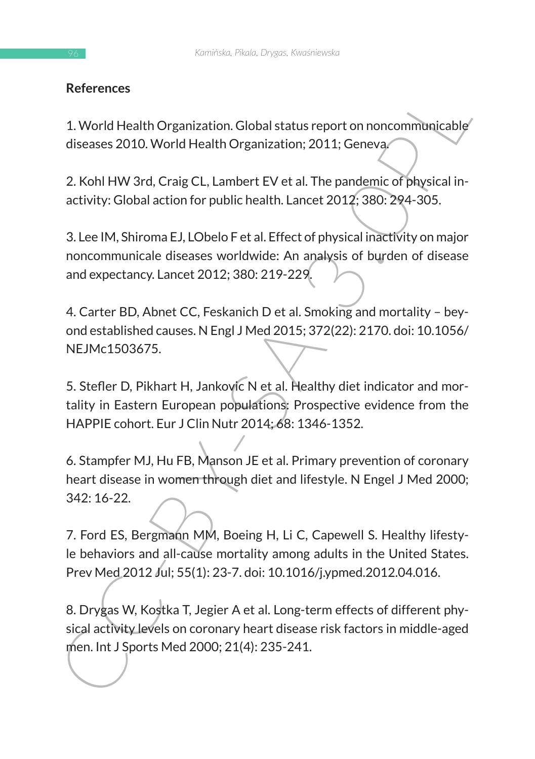## References

1. World Health Organization. Global status report on noncommunicable diseases 2010. World Health Organization; 2011; Geneva.

2. Kohl HW 3rd, Craig CL, Lambert EV et al. The pandemic of physical inactivity: Global action for public health. Lancet 2012; 380: 294-305.

3. Lee IM, Shiroma EJ, LObelo F et al. Effect of physical inactivity on major noncommunicale diseases worldwide: An analysis of burden of disease and expectancy. Lancet 2012; 380: 219-229.

4. Carter BD, Abnet CC, Feskanich D et al. Smoking and mortality – beyond established causes. N Engl J Med 2015; 372(22): 2170. doi: 10.1056/NEJMc1503675.

5. Stefler D, Pikhart H, Jankovic N et al. Healthy diet indicator and mortality in Eastern European populations: Prospective evidence from the HAPPIE cohort. Eur J Clin Nutr 2014; 68: 1346-1352.

6. Stampfer MJ, Hu FB, Manson JE et al. Primary prevention of coronary heart disease in women through diet and lifestyle. N Engel J Med 2000; 342: 16-22.

7. Ford ES, Bergmann MM, Boeing H, Li C, Capewell S. Healthy lifestyle behaviors and all-cause mortality among adults in the United States. Prev Med 2012 Jul; 55(1): 23-7. doi: 10.1016/j.ypmed.2012.04.016.

8. Drygas W, Kostka T, Jegier A et al. Long-term effects of different physical activity levels on coronary heart disease risk factors in middle-aged men. Int J Sports Med 2000; 21(4): 235-241.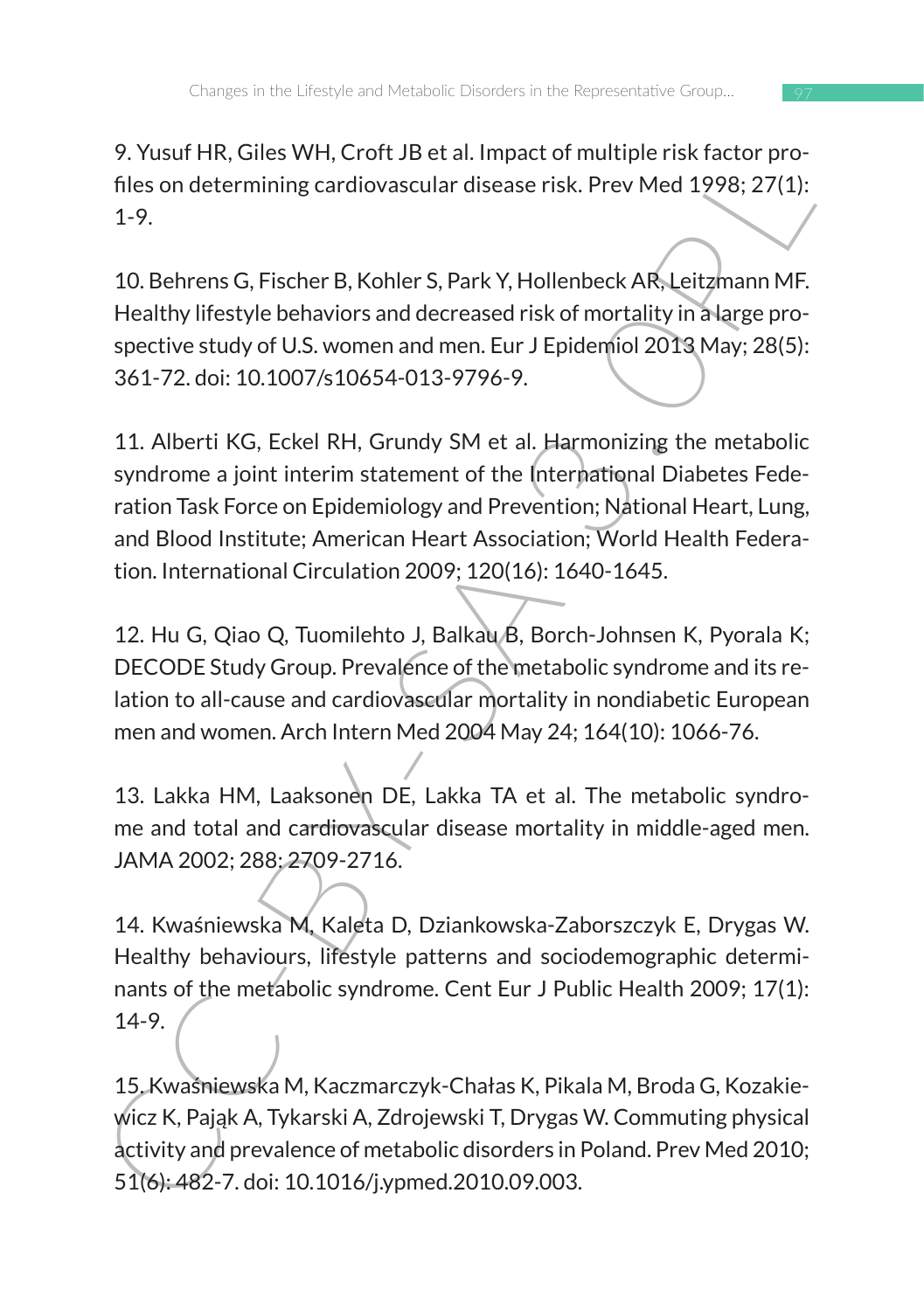9. Yusuf HR, Giles WH, Croft JB et al. Impact of multiple risk factor profiles on determining cardiovascular disease risk. Prev Med 1998; 27(1): 1-9.

10. Behrens G, Fischer B, Kohler S, Park Y, Hollenbeck AR, Leitzmann MF. Healthy lifestyle behaviors and decreased risk of mortality in a large prospective study of U.S. women and men. Eur J Epidemiol 2013 May; 28(5): 361-72. doi: 10.1007/s10654-013-9796-9.

11. Alberti KG, Eckel RH, Grundy SM et al. Harmonizing the metabolic syndrome a joint interim statement of the International Diabetes Federation Task Force on Epidemiology and Prevention; National Heart, Lung, and Blood Institute; American Heart Association; World Health Federation. International Circulation 2009; 120(16): 1640-1645.

12. Hu G, Qiao Q, Tuomilehto J, Balkau B, Borch-Johnsen K, Pyorala K; DECODE Study Group. Prevalence of the metabolic syndrome and its relation to all-cause and cardiovascular mortality in nondiabetic European men and women. Arch Intern Med 2004 May 24; 164(10): 1066-76.

13. Lakka HM, Laaksonen DE, Lakka TA et al. The metabolic syndrome and total and cardiovascular disease mortality in middle-aged men. JAMA 2002; 288: 2709-2716.

14. Kwaśniewska M, Kaleta D, Dziankowska-Zaborszczyk E, Drygas W. Healthy behaviours, lifestyle patterns and sociodemographic determinants of the metabolic syndrome. Cent Eur J Public Health 2009; 17(1): 14-9.

15. Kwaśniewska M, Kaczmarczyk-Chałas K, Pikala M, Broda G, Kozakiewicz K, Pająk A, Tykarski A, Zdrojewski T, Drygas W. Commuting physical activity and prevalence of metabolic disorders in Poland. Prev Med 2010; 51(6): 482-7. doi: 10.1016/j.ypmed.2010.09.003.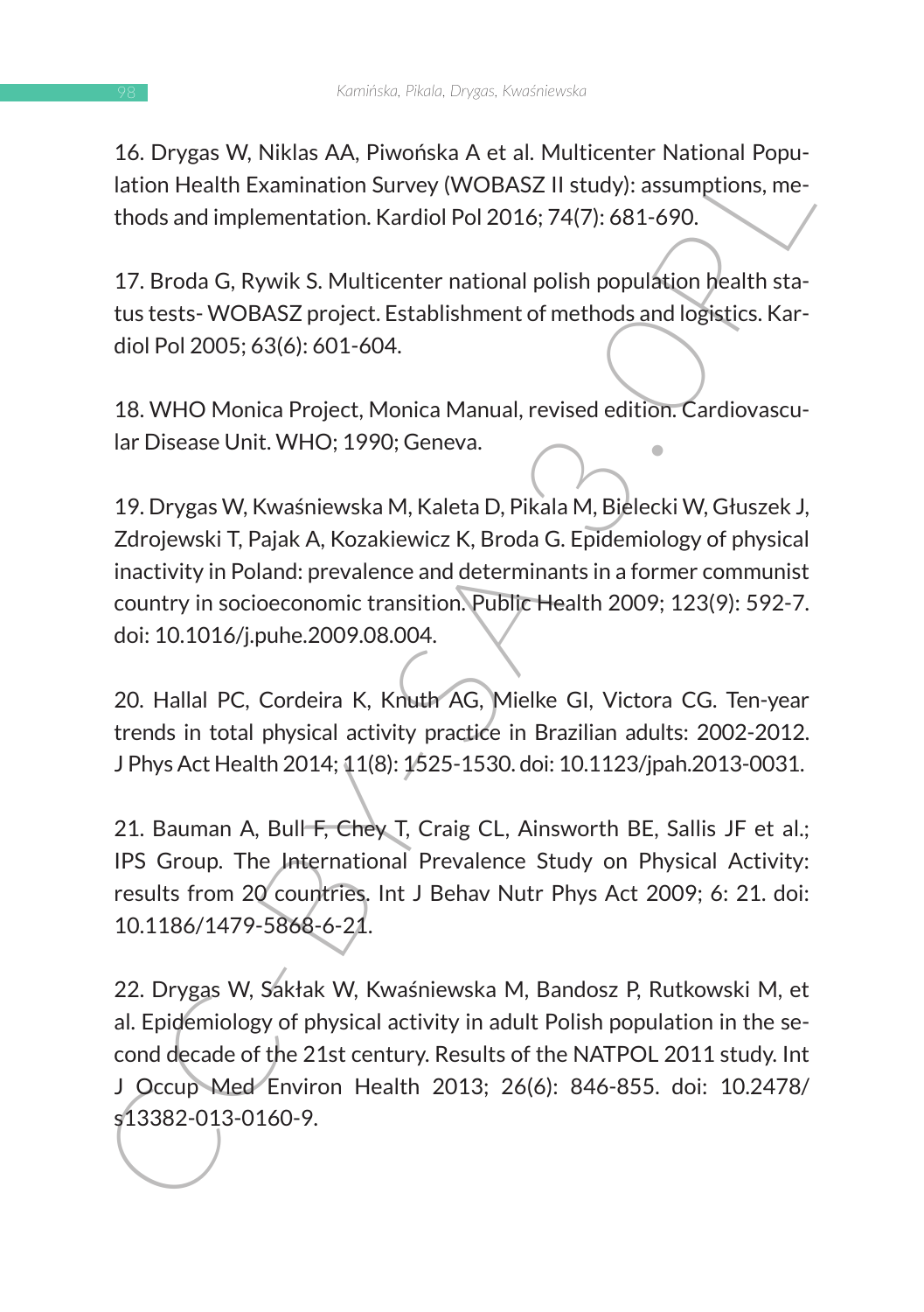16. Drygas W, Niklas AA, Piwońska A et al. Multicenter National Population Health Examination Survey (WOBASZ II study): assumptions, methods and implementation. Kardiol Pol 2016; 74(7): 681-690.

17. Broda G, Rywik S. Multicenter national polish population health status tests- WOBASZ project. Establishment of methods and logistics. Kardiol Pol 2005; 63(6): 601-604.

18. WHO Monica Project, Monica Manual, revised edition. Cardiovascular Disease Unit. WHO; 1990; Geneva.

19. Drygas W, Kwaśniewska M, Kaleta D, Pikala M, Bielecki W, Głuszek J, Zdrojewski T, Pajak A, Kozakiewicz K, Broda G. Epidemiology of physical inactivity in Poland: prevalence and determinants in a former communist country in socioeconomic transition. Public Health 2009; 123(9): 592-7. doi: 10.1016/j.puhe.2009.08.004.

20. Hallal PC, Cordeira K, Knuth AG, Mielke GI, Victora CG. Ten-year trends in total physical activity practice in Brazilian adults: 2002-2012. J Phys Act Health 2014; 11(8): 1525-1530. doi: 10.1123/jpah.2013-0031.

21. Bauman A, Bull F, Chey T, Craig CL, Ainsworth BE, Sallis JF et al.; IPS Group. The International Prevalence Study on Physical Activity: results from 20 countries. Int J Behav Nutr Phys Act 2009; 6: 21. doi: 10.1186/1479-5868-6-21.

22. Drygas W, Sakłak W, Kwaśniewska M, Bandosz P, Rutkowski M, et al. Epidemiology of physical activity in adult Polish population in the second decade of the 21st century. Results of the NATPOL 2011 study. Int J Occup Med Environ Health 2013; 26(6): 846-855. doi: 10.2478/s13382-013-0160-9.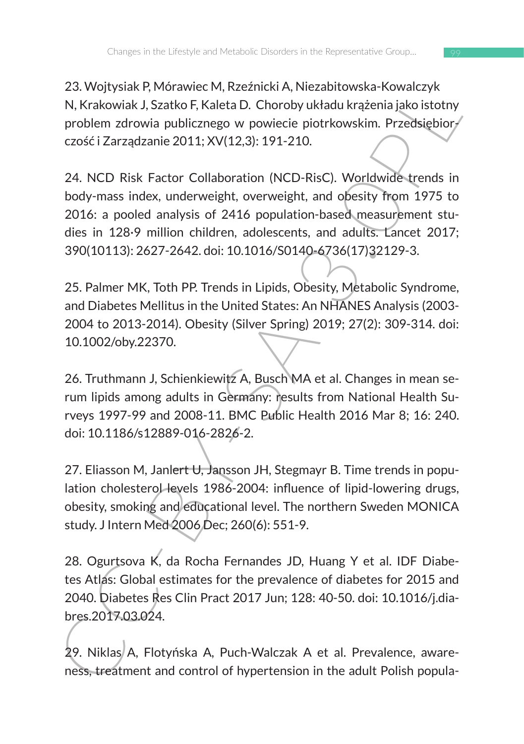23. Wojtysiak P, Mórawiec M, Rzeźnicki A, Niezabitowska-Kowalczyk N, Krakowiak J, Szatko F, Kaleta D. Choroby układu krążenia jako istotny problem zdrowia publicznego w powiecie piotrkowskim. Przedsiębiorczość i Zarządzanie 2011; XV(12,3): 191-210.

24. NCD Risk Factor Collaboration (NCD-RisC). Worldwide trends in body-mass index, underweight, overweight, and obesity from 1975 to 2016: a pooled analysis of 2416 population-based measurement studies in 128·9 million children, adolescents, and adults. Lancet 2017; 390(10113): 2627-2642. doi: 10.1016/S0140-6736(17)32129-3.

25. Palmer MK, Toth PP. Trends in Lipids, Obesity, Metabolic Syndrome, and Diabetes Mellitus in the United States: An NHANES Analysis (2003-2004 to 2013-2014). Obesity (Silver Spring) 2019; 27(2): 309-314. doi: 10.1002/oby.22370.

26. Truthmann J, Schienkiewitz A, Busch MA et al. Changes in mean serum lipids among adults in Germany: results from National Health Surveys 1997-99 and 2008-11. BMC Public Health 2016 Mar 8; 16: 240. doi: 10.1186/s12889-016-2826-2.

27. Eliasson M, Janlert U, Jansson JH, Stegmayr B. Time trends in population cholesterol levels 1986-2004: influence of lipid-lowering drugs, obesity, smoking and educational level. The northern Sweden MONICA study. J Intern Med 2006 Dec; 260(6): 551-9.

28. Ogurtsova K, da Rocha Fernandes JD, Huang Y et al. IDF Diabetes Atlas: Global estimates for the prevalence of diabetes for 2015 and 2040. Diabetes Res Clin Pract 2017 Jun; 128: 40-50. doi: 10.1016/j.diabres.2017.03.024.

29. Niklas A, Flotyńska A, Puch-Walczak A et al. Prevalence, awareness, treatment and control of hypertension in the adult Polish popula-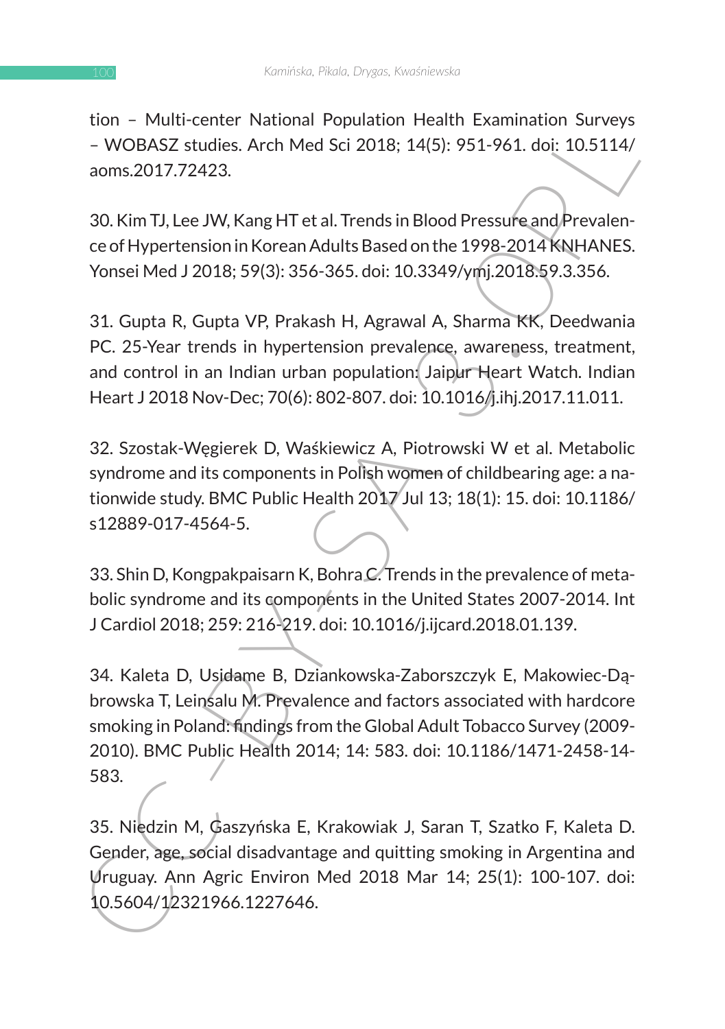tion – Multi-center National Population Health Examination Surveys – WOBASZ studies. Arch Med Sci 2018; 14(5): 951-961. doi: 10.5114/aoms.2017.72423.

30. Kim TJ, Lee JW, Kang HT et al. Trends in Blood Pressure and Prevalence of Hypertension in Korean Adults Based on the 1998-2014 KNHANES. Yonsei Med J 2018; 59(3): 356-365. doi: 10.3349/ymj.2018.59.3.356.

31. Gupta R, Gupta VP, Prakash H, Agrawal A, Sharma KK, Deedwania PC. 25-Year trends in hypertension prevalence, awareness, treatment, and control in an Indian urban population: Jaipur Heart Watch. Indian Heart J 2018 Nov-Dec; 70(6): 802-807. doi: 10.1016/j.ihj.2017.11.011.

32. Szostak-Węgierek D, Waśkiewicz A, Piotrowski W et al. Metabolic syndrome and its components in Polish women of childbearing age: a nationwide study. BMC Public Health 2017 Jul 13; 18(1): 15. doi: 10.1186/s12889-017-4564-5.

33. Shin D, Kongpakpaisarn K, Bohra C. Trends in the prevalence of metabolic syndrome and its components in the United States 2007-2014. Int J Cardiol 2018; 259: 216-219. doi: 10.1016/j.ijcard.2018.01.139.

34. Kaleta D, Usidame B, Dziankowska-Zaborszczyk E, Makowiec-Dąbrowska T, Leinsalu M. Prevalence and factors associated with hardcore smoking in Poland: findings from the Global Adult Tobacco Survey (2009-2010). BMC Public Health 2014; 14: 583. doi: 10.1186/1471-2458-14-583.

35. Niedzin M, Gaszyńska E, Krakowiak J, Saran T, Szatko F, Kaleta D. Gender, age, social disadvantage and quitting smoking in Argentina and Uruguay. Ann Agric Environ Med 2018 Mar 14; 25(1): 100-107. doi: 10.5604/12321966.1227646.